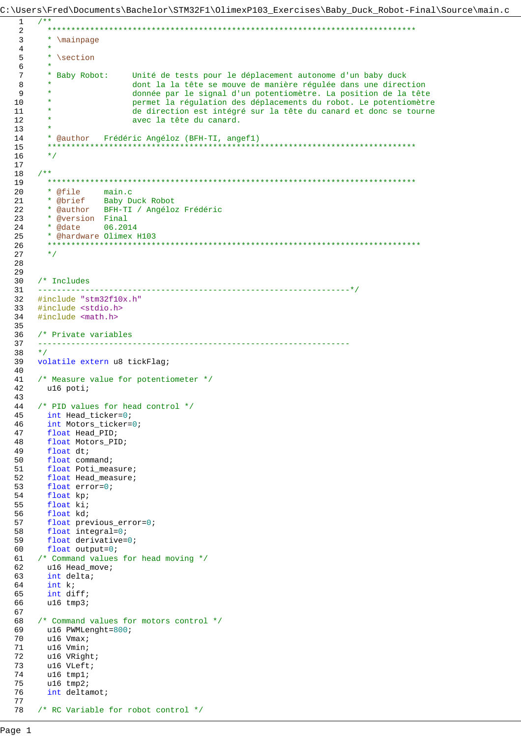C:\Users\Fred\Documents\Bachelor\STM32F1\OlimexP103_Exercises\Baby_Duck_Robot-Final\Source\main.c

```c
/**
  ******************************************************************************
  * \mainpage
  *
  * \section
  *
  * Baby Robot:     Unité de tests pour le déplacement autonome d'un baby duck
  *                 dont la la tête se mouve de manière régulée dans une direction
  *                 donnée par le signal d'un potentiomètre. La position de la tête
  *                 permet la régulation des déplacements du robot. Le potentiomètre
  *                 de direction est intégré sur la tête du canard et donc se tourne
  *                 avec la tête du canard.
  *
  * @author   Frédéric Angéloz (BFH-TI, angef1)
  ******************************************************************************
  */

/**
  ******************************************************************************
  * @file     main.c
  * @brief    Baby Duck Robot
  * @author   BFH-TI / Angéloz Frédéric
  * @version  Final
  * @date     06.2014
  * @hardware Olimex H103
  *******************************************************************************
  */


/* Includes
------------------------------------------------------------------*/
#include "stm32f10x.h"
#include <stdio.h>
#include <math.h>

/* Private variables
------------------------------------------------------------------
*/
volatile extern u8 tickFlag;

/* Measure value for potentiometer */
  u16 poti;

/* PID values for head control */
  int Head_ticker=0;
  int Motors_ticker=0;
  float Head_PID;
  float Motors_PID;
  float dt;
  float command;
  float Poti_measure;
  float Head_measure;
  float error=0;
  float kp;
  float ki;
  float kd;
  float previous_error=0;
  float integral=0;
  float derivative=0;
  float output=0;
/* Command values for head moving */
  u16 Head_move;
  int delta;
  int k;
  int diff;
  u16 tmp3;

/* Command values for motors control */
  u16 PWMLenght=800;
  u16 Vmax;
  u16 Vmin;
  u16 VRight;
  u16 VLeft;
  u16 tmp1;
  u16 tmp2;
  int deltamot;

/* RC Variable for robot control */
```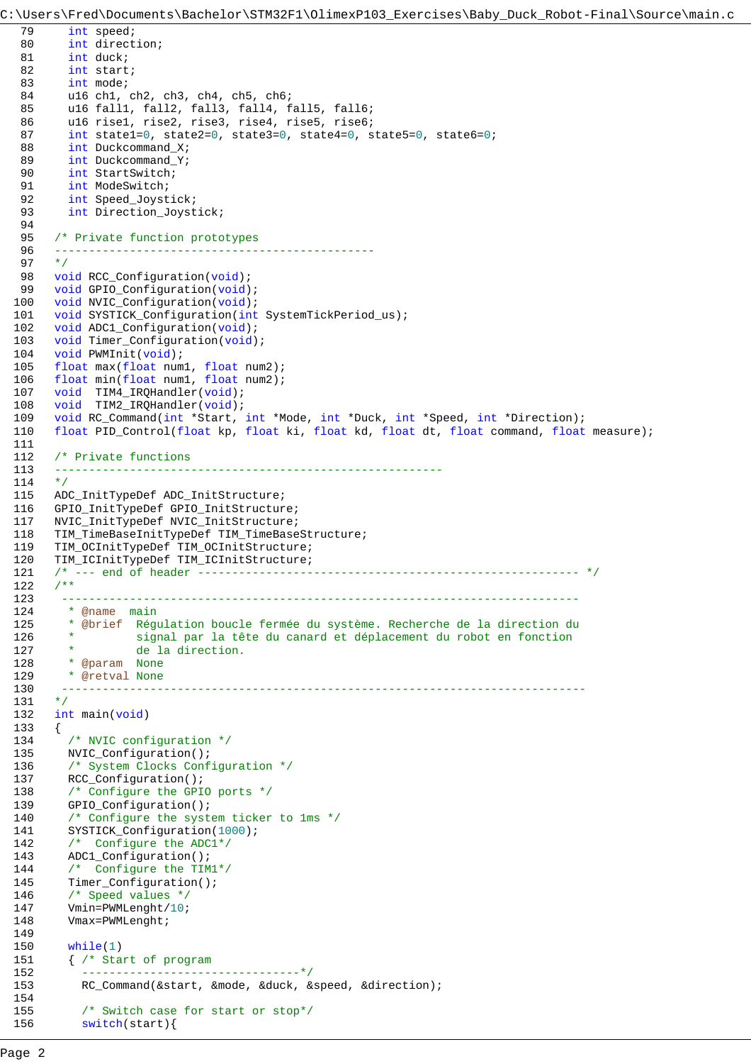C:\Users\Fred\Documents\Bachelor\STM32F1\OlimexP103_Exercises\Baby_Duck_Robot-Final\Source\main.c

```c
  int speed;
  int direction;
  int duck;
  int start;
  int mode;
  u16 ch1, ch2, ch3, ch4, ch5, ch6;
  u16 fall1, fall2, fall3, fall4, fall5, fall6;
  u16 rise1, rise2, rise3, rise4, rise5, rise6;
  int state1=0, state2=0, state3=0, state4=0, state5=0, state6=0;
  int Duckcommand_X;
  int Duckcommand_Y;
  int StartSwitch;
  int ModeSwitch;
  int Speed_Joystick;
  int Direction_Joystick;

/* Private function prototypes
-----------------------------------------------
*/
void RCC_Configuration(void);
void GPIO_Configuration(void);
void NVIC_Configuration(void);
void SYSTICK_Configuration(int SystemTickPeriod_us);
void ADC1_Configuration(void);
void Timer_Configuration(void);
void PWMInit(void);
float max(float num1, float num2);
float min(float num1, float num2);
void  TIM4_IRQHandler(void);
void  TIM2_IRQHandler(void);
void RC_Command(int *Start, int *Mode, int *Duck, int *Speed, int *Direction);
float PID_Control(float kp, float ki, float kd, float dt, float command, float measure);

/* Private functions
---------------------------------------------------------
*/
ADC_InitTypeDef ADC_InitStructure;
GPIO_InitTypeDef GPIO_InitStructure;
NVIC_InitTypeDef NVIC_InitStructure;
TIM_TimeBaseInitTypeDef TIM_TimeBaseStructure;
TIM_OCInitTypeDef TIM_OCInitStructure;
TIM_ICInitTypeDef TIM_ICInitStructure;
/* --- end of header -------------------------------------------------------- */
/**
 ----------------------------------------------------------------------------
  * @name  main
  * @brief  Régulation boucle fermée du système. Recherche de la direction du
  *         signal par la tête du canard et déplacement du robot en fonction
  *         de la direction.
  * @param  None
  * @retval None
 -----------------------------------------------------------------------------
*/
int main(void)
{
  /* NVIC configuration */
  NVIC_Configuration();
  /* System Clocks Configuration */
  RCC_Configuration();
  /* Configure the GPIO ports */
  GPIO_Configuration();
  /* Configure the system ticker to 1ms */
  SYSTICK_Configuration(1000);
  /*  Configure the ADC1*/
  ADC1_Configuration();
  /*  Configure the TIM1*/
  Timer_Configuration();
  /* Speed values */
  Vmin=PWMLenght/10;
  Vmax=PWMLenght;

  while(1)
  { /* Start of program
    --------------------------------*/
    RC_Command(&start, &mode, &duck, &speed, &direction);

    /* Switch case for start or stop*/
    switch(start){
```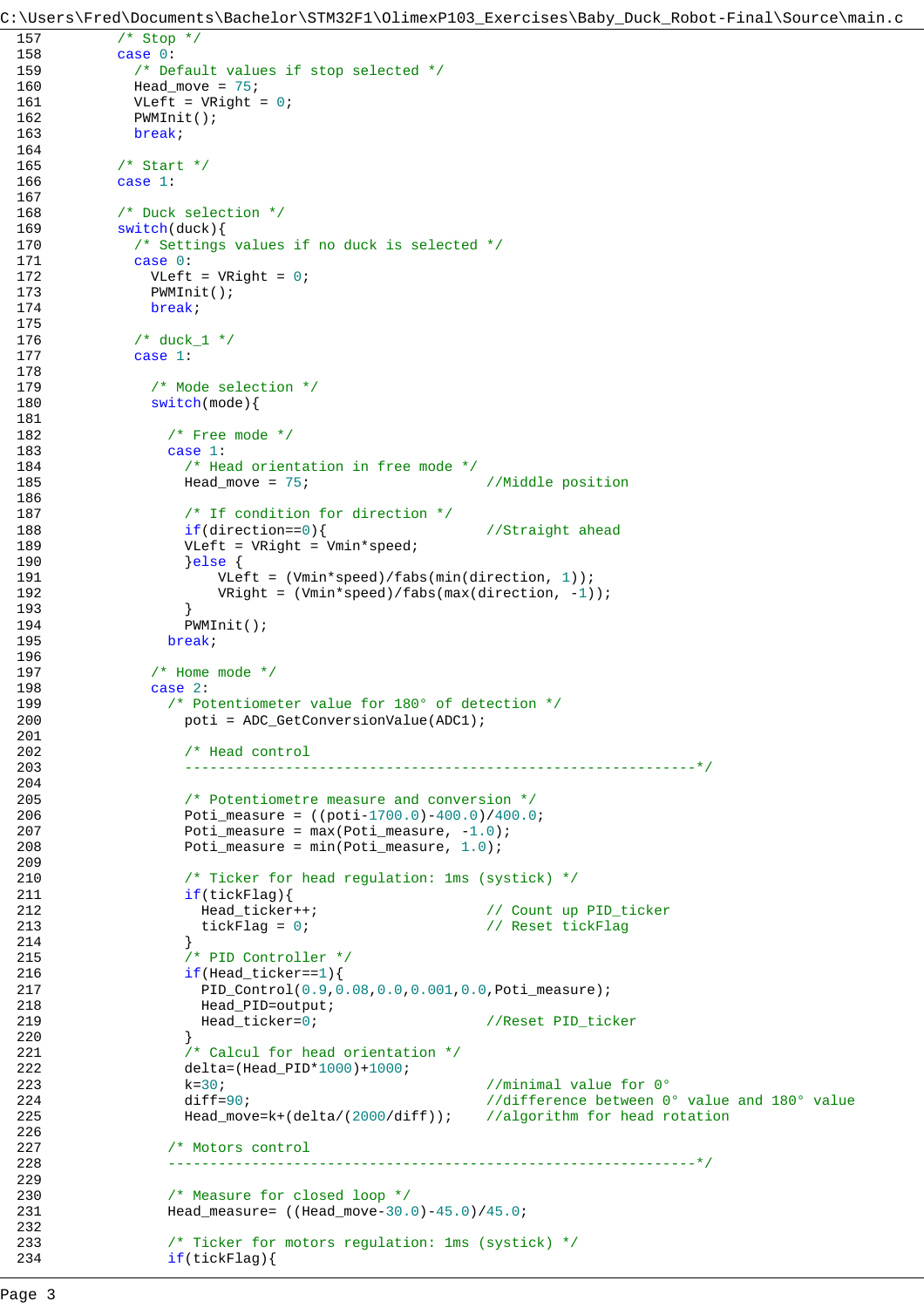C:\Users\Fred\Documents\Bachelor\STM32F1\OlimexP103_Exercises\Baby_Duck_Robot-Final\Source\main.c

```c
157        /* Stop */
158        case 0:
159          /* Default values if stop selected */
160          Head_move = 75;
161          VLeft = VRight = 0;
162          PWMInit();
163          break;
164
165        /* Start */
166        case 1:
167
168        /* Duck selection */
169        switch(duck){
170          /* Settings values if no duck is selected */
171          case 0:
172            VLeft = VRight = 0;
173            PWMInit();
174            break;
175
176          /* duck_1 */
177          case 1:
178
179            /* Mode selection */
180            switch(mode){
181
182              /* Free mode */
183              case 1:
184                /* Head orientation in free mode */
185                Head_move = 75;                  //Middle position
186
187                /* If condition for direction */
188                if(direction==0){                 //Straight ahead
189                VLeft = VRight = Vmin*speed;
190                }else {
191                    VLeft = (Vmin*speed)/fabs(min(direction, 1));
192                    VRight = (Vmin*speed)/fabs(max(direction, -1));
193                }
194                PWMInit();
195              break;
196
197            /* Home mode */
198            case 2:
199              /* Potentiometer value for 180° of detection */
200                poti = ADC_GetConversionValue(ADC1);
201
202                /* Head control
203                ------------------------------------------------------------*/
204
205                /* Potentiometre measure and conversion */
206                Poti_measure = ((poti-1700.0)-400.0)/400.0;
207                Poti_measure = max(Poti_measure, -1.0);
208                Poti_measure = min(Poti_measure, 1.0);
209
210                /* Ticker for head regulation: 1ms (systick) */
211                if(tickFlag){
212                  Head_ticker++;                   // Count up PID_ticker
213                  tickFlag = 0;                    // Reset tickFlag
214                }
215                /* PID Controller */
216                if(Head_ticker==1){
217                  PID_Control(0.9,0.08,0.0,0.001,0.0,Poti_measure);
218                  Head_PID=output;
219                  Head_ticker=0;                   //Reset PID_ticker
220                }
221                /* Calcul for head orientation */
222                delta=(Head_PID*1000)+1000;
223                k=30;                              //minimal value for 0°
224                diff=90;                           //difference between 0° value and 180° value
225                Head_move=k+(delta/(2000/diff));   //algorithm for head rotation
226
227              /* Motors control
228              --------------------------------------------------------------*/
229
230              /* Measure for closed loop */
231              Head_measure= ((Head_move-30.0)-45.0)/45.0;
232
233              /* Ticker for motors regulation: 1ms (systick) */
234              if(tickFlag){
```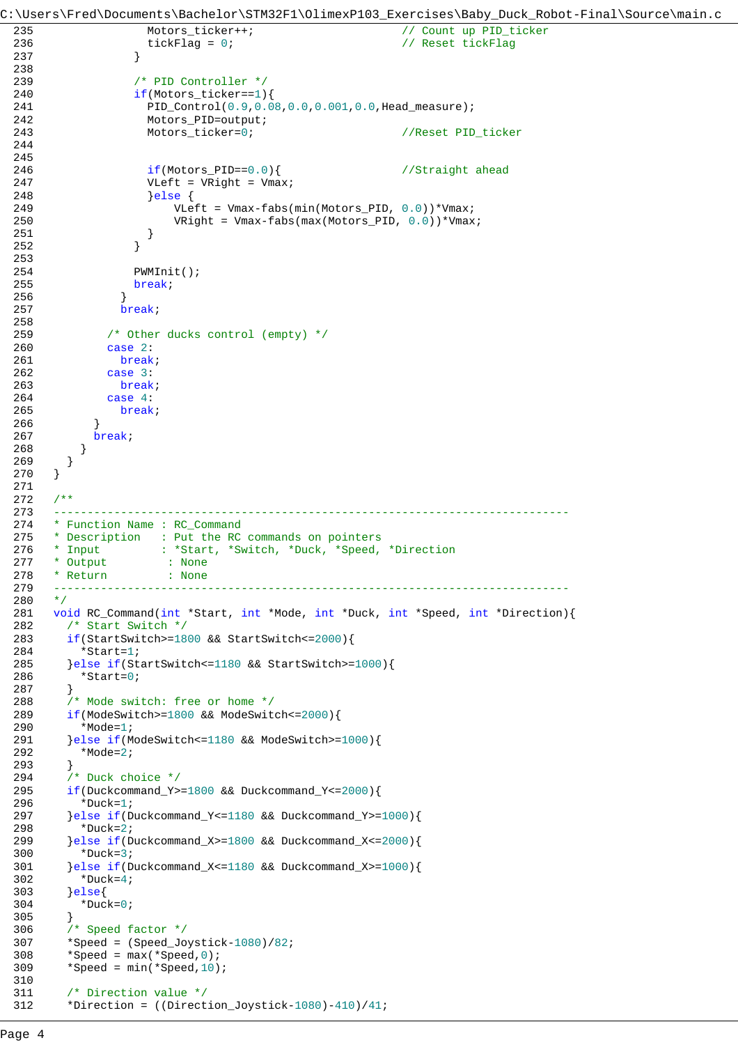C:\Users\Fred\Documents\Bachelor\STM32F1\OlimexP103_Exercises\Baby_Duck_Robot-Final\Source\main.c

```c
235              Motors_ticker++;                    // Count up PID_ticker
236              tickFlag = 0;                       // Reset tickFlag
237            }
238
239            /* PID Controller */
240            if(Motors_ticker==1){
241              PID_Control(0.9,0.08,0.0,0.001,0.0,Head_measure);
242              Motors_PID=output;
243              Motors_ticker=0;                    //Reset PID_ticker
244
245
246              if(Motors_PID==0.0){                //Straight ahead
247              VLeft = VRight = Vmax;
248              }else {
249                  VLeft = Vmax-fabs(min(Motors_PID, 0.0))*Vmax;
250                  VRight = Vmax-fabs(max(Motors_PID, 0.0))*Vmax;
251              }
252            }
253
254            PWMInit();
255            break;
256          }
257          break;
258
259        /* Other ducks control (empty) */
260        case 2:
261          break;
262        case 3:
263          break;
264        case 4:
265          break;
266      }
267      break;
268    }
269  }
270 }
271
272 /**
273 ---------------------------------------------------------------------------
274 * Function Name : RC_Command
275 * Description   : Put the RC commands on pointers
276 * Input         : *Start, *Switch, *Duck, *Speed, *Direction
277 * Output         : None
278 * Return         : None
279 ---------------------------------------------------------------------------
280 */
281 void RC_Command(int *Start, int *Mode, int *Duck, int *Speed, int *Direction){
282   /* Start Switch */
283   if(StartSwitch>=1800 && StartSwitch<=2000){
284     *Start=1;
285   }else if(StartSwitch<=1180 && StartSwitch>=1000){
286     *Start=0;
287   }
288   /* Mode switch: free or home */
289   if(ModeSwitch>=1800 && ModeSwitch<=2000){
290     *Mode=1;
291   }else if(ModeSwitch<=1180 && ModeSwitch>=1000){
292     *Mode=2;
293   }
294   /* Duck choice */
295   if(Duckcommand_Y>=1800 && Duckcommand_Y<=2000){
296     *Duck=1;
297   }else if(Duckcommand_Y<=1180 && Duckcommand_Y>=1000){
298     *Duck=2;
299   }else if(Duckcommand_X>=1800 && Duckcommand_X<=2000){
300     *Duck=3;
301   }else if(Duckcommand_X<=1180 && Duckcommand_X>=1000){
302     *Duck=4;
303   }else{
304     *Duck=0;
305   }
306   /* Speed factor */
307   *Speed = (Speed_Joystick-1080)/82;
308   *Speed = max(*Speed,0);
309   *Speed = min(*Speed,10);
310
311   /* Direction value */
312   *Direction = ((Direction_Joystick-1080)-410)/41;
```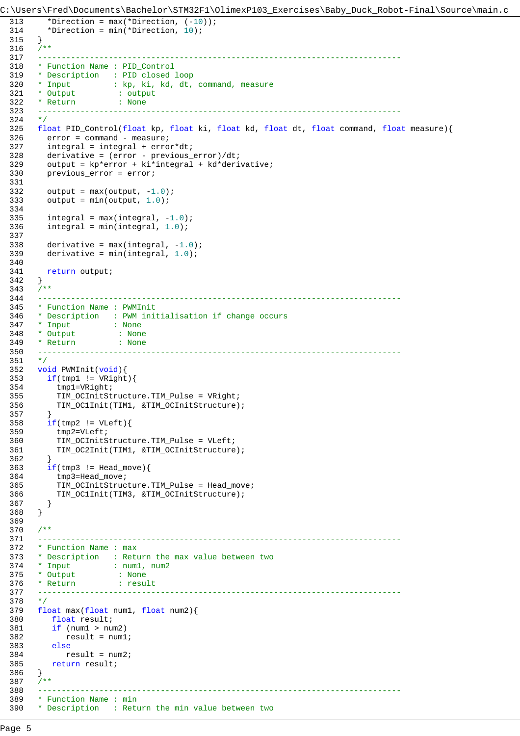C:\Users\Fred\Documents\Bachelor\STM32F1\OlimexP103_Exercises\Baby_Duck_Robot-Final\Source\main.c

```c
313     *Direction = max(*Direction, (-10));
314     *Direction = min(*Direction, 10);
315   }
316   /**
317   ---------------------------------------------------------------------------
318   * Function Name : PID_Control
319   * Description   : PID closed loop
320   * Input         : kp, ki, kd, dt, command, measure
321   * Output         : output
322   * Return         : None
323   ---------------------------------------------------------------------------
324   */
325   float PID_Control(float kp, float ki, float kd, float dt, float command, float measure){
326     error = command - measure;
327     integral = integral + error*dt;
328     derivative = (error - previous_error)/dt;
329     output = kp*error + ki*integral + kd*derivative;
330     previous_error = error;
331
332     output = max(output, -1.0);
333     output = min(output, 1.0);
334
335     integral = max(integral, -1.0);
336     integral = min(integral, 1.0);
337
338     derivative = max(integral, -1.0);
339     derivative = min(integral, 1.0);
340
341     return output;
342   }
343   /**
344   ---------------------------------------------------------------------------
345   * Function Name : PWMInit
346   * Description   : PWM initialisation if change occurs
347   * Input         : None
348   * Output         : None
349   * Return         : None
350   ---------------------------------------------------------------------------
351   */
352   void PWMInit(void){
353     if(tmp1 != VRight){
354       tmp1=VRight;
355       TIM_OCInitStructure.TIM_Pulse = VRight;
356       TIM_OC1Init(TIM1, &TIM_OCInitStructure);
357     }
358     if(tmp2 != VLeft){
359       tmp2=VLeft;
360       TIM_OCInitStructure.TIM_Pulse = VLeft;
361       TIM_OC2Init(TIM1, &TIM_OCInitStructure);
362     }
363     if(tmp3 != Head_move){
364       tmp3=Head_move;
365       TIM_OCInitStructure.TIM_Pulse = Head_move;
366       TIM_OC1Init(TIM3, &TIM_OCInitStructure);
367     }
368   }
369
370   /**
371   ---------------------------------------------------------------------------
372   * Function Name : max
373   * Description   : Return the max value between two
374   * Input         : num1, num2
375   * Output         : None
376   * Return         : result
377   ---------------------------------------------------------------------------
378   */
379   float max(float num1, float num2){
380      float result;
381      if (num1 > num2)
382         result = num1;
383      else
384         result = num2;
385      return result;
386   }
387   /**
388   ---------------------------------------------------------------------------
389   * Function Name : min
390   * Description   : Return the min value between two
```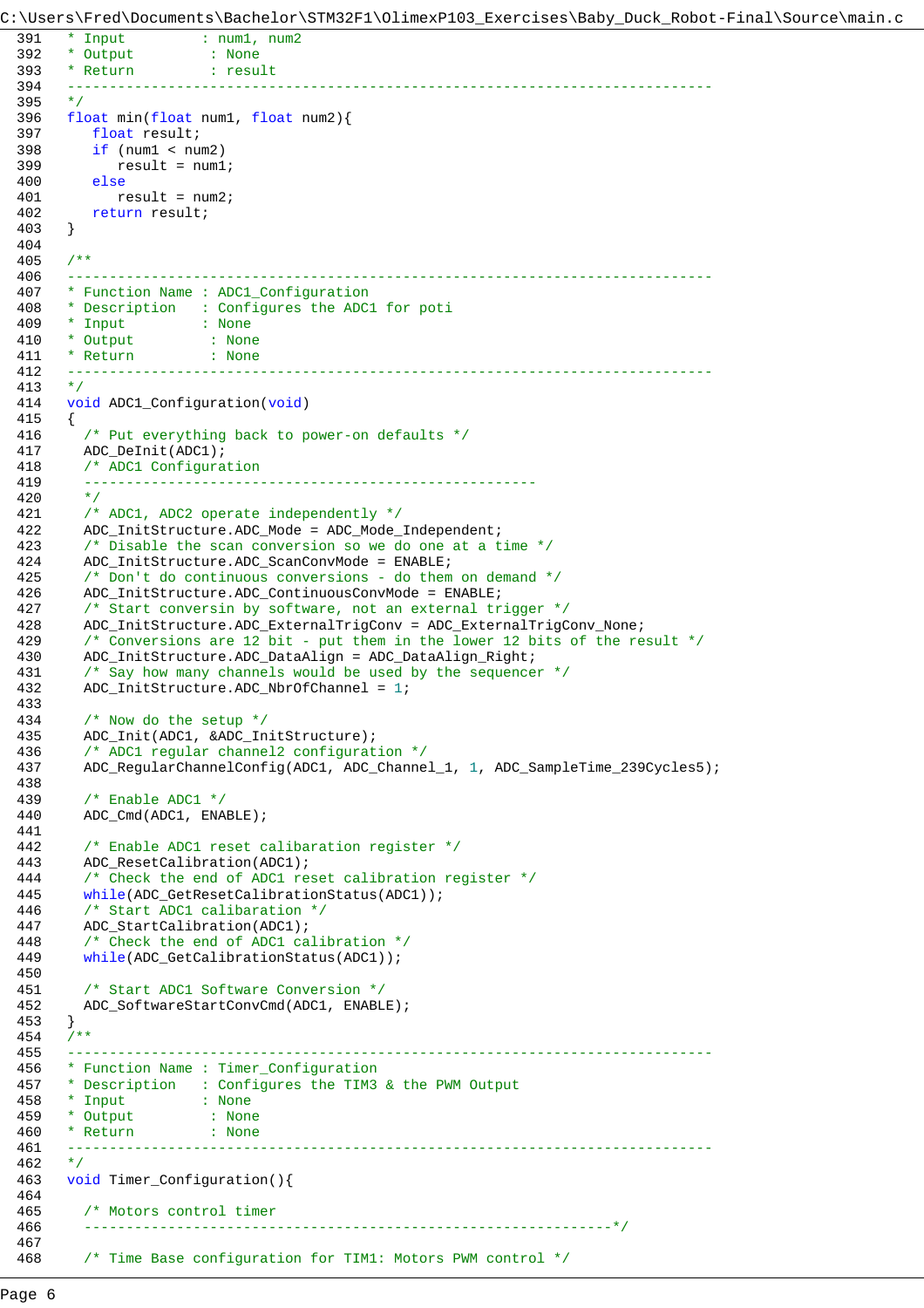C:\Users\Fred\Documents\Bachelor\STM32F1\OlimexP103_Exercises\Baby_Duck_Robot-Final\Source\main.c

```c
391   * Input          : num1, num2
392   * Output          : None
393   * Return          : result
394   -----------------------------------------------------------------------------
395   */
396   float min(float num1, float num2){
397      float result;
398      if (num1 < num2)
399         result = num1;
400      else
401         result = num2;
402      return result;
403   }
404
405   /**
406   -----------------------------------------------------------------------------
407   * Function Name : ADC1_Configuration
408   * Description   : Configures the ADC1 for poti
409   * Input          : None
410   * Output          : None
411   * Return          : None
412   -----------------------------------------------------------------------------
413   */
414   void ADC1_Configuration(void)
415   {
416     /* Put everything back to power-on defaults */
417     ADC_DeInit(ADC1);
418     /* ADC1 Configuration
419     ------------------------------------------------------
420     */
421     /* ADC1, ADC2 operate independently */
422     ADC_InitStructure.ADC_Mode = ADC_Mode_Independent;
423     /* Disable the scan conversion so we do one at a time */
424     ADC_InitStructure.ADC_ScanConvMode = ENABLE;
425     /* Don't do continuous conversions - do them on demand */
426     ADC_InitStructure.ADC_ContinuousConvMode = ENABLE;
427     /* Start conversin by software, not an external trigger */
428     ADC_InitStructure.ADC_ExternalTrigConv = ADC_ExternalTrigConv_None;
429     /* Conversions are 12 bit - put them in the lower 12 bits of the result */
430     ADC_InitStructure.ADC_DataAlign = ADC_DataAlign_Right;
431     /* Say how many channels would be used by the sequencer */
432     ADC_InitStructure.ADC_NbrOfChannel = 1;
433
434     /* Now do the setup */
435     ADC_Init(ADC1, &ADC_InitStructure);
436     /* ADC1 regular channel2 configuration */
437     ADC_RegularChannelConfig(ADC1, ADC_Channel_1, 1, ADC_SampleTime_239Cycles5);
438
439     /* Enable ADC1 */
440     ADC_Cmd(ADC1, ENABLE);
441
442     /* Enable ADC1 reset calibaration register */
443     ADC_ResetCalibration(ADC1);
444     /* Check the end of ADC1 reset calibration register */
445     while(ADC_GetResetCalibrationStatus(ADC1));
446     /* Start ADC1 calibaration */
447     ADC_StartCalibration(ADC1);
448     /* Check the end of ADC1 calibration */
449     while(ADC_GetCalibrationStatus(ADC1));
450
451     /* Start ADC1 Software Conversion */
452     ADC_SoftwareStartConvCmd(ADC1, ENABLE);
453   }
454   /**
455   -----------------------------------------------------------------------------
456   * Function Name : Timer_Configuration
457   * Description   : Configures the TIM3 & the PWM Output
458   * Input          : None
459   * Output          : None
460   * Return          : None
461   -----------------------------------------------------------------------------
462   */
463   void Timer_Configuration(){
464
465     /* Motors control timer
466     ---------------------------------------------------------------*/
467
468     /* Time Base configuration for TIM1: Motors PWM control */
```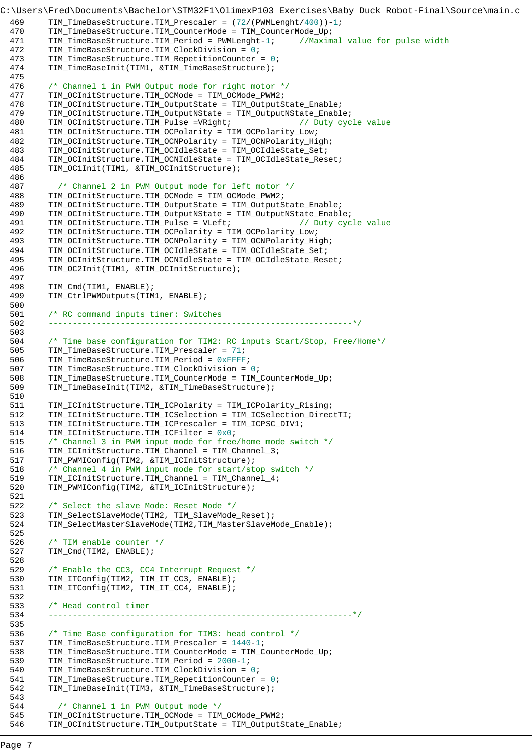C:\Users\Fred\Documents\Bachelor\STM32F1\OlimexP103_Exercises\Baby_Duck_Robot-Final\Source\main.c

```
469     TIM_TimeBaseStructure.TIM_Prescaler = (72/(PWMLenght/400))-1;
470     TIM_TimeBaseStructure.TIM_CounterMode = TIM_CounterMode_Up;
471     TIM_TimeBaseStructure.TIM_Period = PWMLenght-1;     //Maximal value for pulse width
472     TIM_TimeBaseStructure.TIM_ClockDivision = 0;
473     TIM_TimeBaseStructure.TIM_RepetitionCounter = 0;
474     TIM_TimeBaseInit(TIM1, &TIM_TimeBaseStructure);
475
476     /* Channel 1 in PWM Output mode for right motor */
477     TIM_OCInitStructure.TIM_OCMode = TIM_OCMode_PWM2;
478     TIM_OCInitStructure.TIM_OutputState = TIM_OutputState_Enable;
479     TIM_OCInitStructure.TIM_OutputNState = TIM_OutputNState_Enable;
480     TIM_OCInitStructure.TIM_Pulse =VRight;              // Duty cycle value
481     TIM_OCInitStructure.TIM_OCPolarity = TIM_OCPolarity_Low;
482     TIM_OCInitStructure.TIM_OCNPolarity = TIM_OCNPolarity_High;
483     TIM_OCInitStructure.TIM_OCIdleState = TIM_OCIdleState_Set;
484     TIM_OCInitStructure.TIM_OCNIdleState = TIM_OCNIdleState_Reset;
485     TIM_OC1Init(TIM1, &TIM_OCInitStructure);
486
487       /* Channel 2 in PWM Output mode for left motor */
488     TIM_OCInitStructure.TIM_OCMode = TIM_OCMode_PWM2;
489     TIM_OCInitStructure.TIM_OutputState = TIM_OutputState_Enable;
490     TIM_OCInitStructure.TIM_OutputNState = TIM_OutputNState_Enable;
491     TIM_OCInitStructure.TIM_Pulse = VLeft;              // Duty cycle value
492     TIM_OCInitStructure.TIM_OCPolarity = TIM_OCPolarity_Low;
493     TIM_OCInitStructure.TIM_OCNPolarity = TIM_OCNPolarity_High;
494     TIM_OCInitStructure.TIM_OCIdleState = TIM_OCIdleState_Set;
495     TIM_OCInitStructure.TIM_OCNIdleState = TIM_OCNIdleState_Reset;
496     TIM_OC2Init(TIM1, &TIM_OCInitStructure);
497
498     TIM_Cmd(TIM1, ENABLE);
499     TIM_CtrlPWMOutputs(TIM1, ENABLE);
500
501     /* RC command inputs timer: Switches
502     ----------------------------------------------------------------*/
503
504     /* Time base configuration for TIM2: RC inputs Start/Stop, Free/Home*/
505     TIM_TimeBaseStructure.TIM_Prescaler = 71;
506     TIM_TimeBaseStructure.TIM_Period = 0xFFFF;
507     TIM_TimeBaseStructure.TIM_ClockDivision = 0;
508     TIM_TimeBaseStructure.TIM_CounterMode = TIM_CounterMode_Up;
509     TIM_TimeBaseInit(TIM2, &TIM_TimeBaseStructure);
510
511     TIM_ICInitStructure.TIM_ICPolarity = TIM_ICPolarity_Rising;
512     TIM_ICInitStructure.TIM_ICSelection = TIM_ICSelection_DirectTI;
513     TIM_ICInitStructure.TIM_ICPrescaler = TIM_ICPSC_DIV1;
514     TIM_ICInitStructure.TIM_ICFilter = 0x0;
515     /* Channel 3 in PWM input mode for free/home mode switch */
516     TIM_ICInitStructure.TIM_Channel = TIM_Channel_3;
517     TIM_PWMIConfig(TIM2, &TIM_ICInitStructure);
518     /* Channel 4 in PWM input mode for start/stop switch */
519     TIM_ICInitStructure.TIM_Channel = TIM_Channel_4;
520     TIM_PWMIConfig(TIM2, &TIM_ICInitStructure);
521
522     /* Select the slave Mode: Reset Mode */
523     TIM_SelectSlaveMode(TIM2, TIM_SlaveMode_Reset);
524     TIM_SelectMasterSlaveMode(TIM2,TIM_MasterSlaveMode_Enable);
525
526     /* TIM enable counter */
527     TIM_Cmd(TIM2, ENABLE);
528
529     /* Enable the CC3, CC4 Interrupt Request */
530     TIM_ITConfig(TIM2, TIM_IT_CC3, ENABLE);
531     TIM_ITConfig(TIM2, TIM_IT_CC4, ENABLE);
532
533     /* Head control timer
534     ----------------------------------------------------------------*/
535
536     /* Time Base configuration for TIM3: head control */
537     TIM_TimeBaseStructure.TIM_Prescaler = 1440-1;
538     TIM_TimeBaseStructure.TIM_CounterMode = TIM_CounterMode_Up;
539     TIM_TimeBaseStructure.TIM_Period = 2000-1;
540     TIM_TimeBaseStructure.TIM_ClockDivision = 0;
541     TIM_TimeBaseStructure.TIM_RepetitionCounter = 0;
542     TIM_TimeBaseInit(TIM3, &TIM_TimeBaseStructure);
543
544       /* Channel 1 in PWM Output mode */
545     TIM_OCInitStructure.TIM_OCMode = TIM_OCMode_PWM2;
546     TIM_OCInitStructure.TIM_OutputState = TIM_OutputState_Enable;
```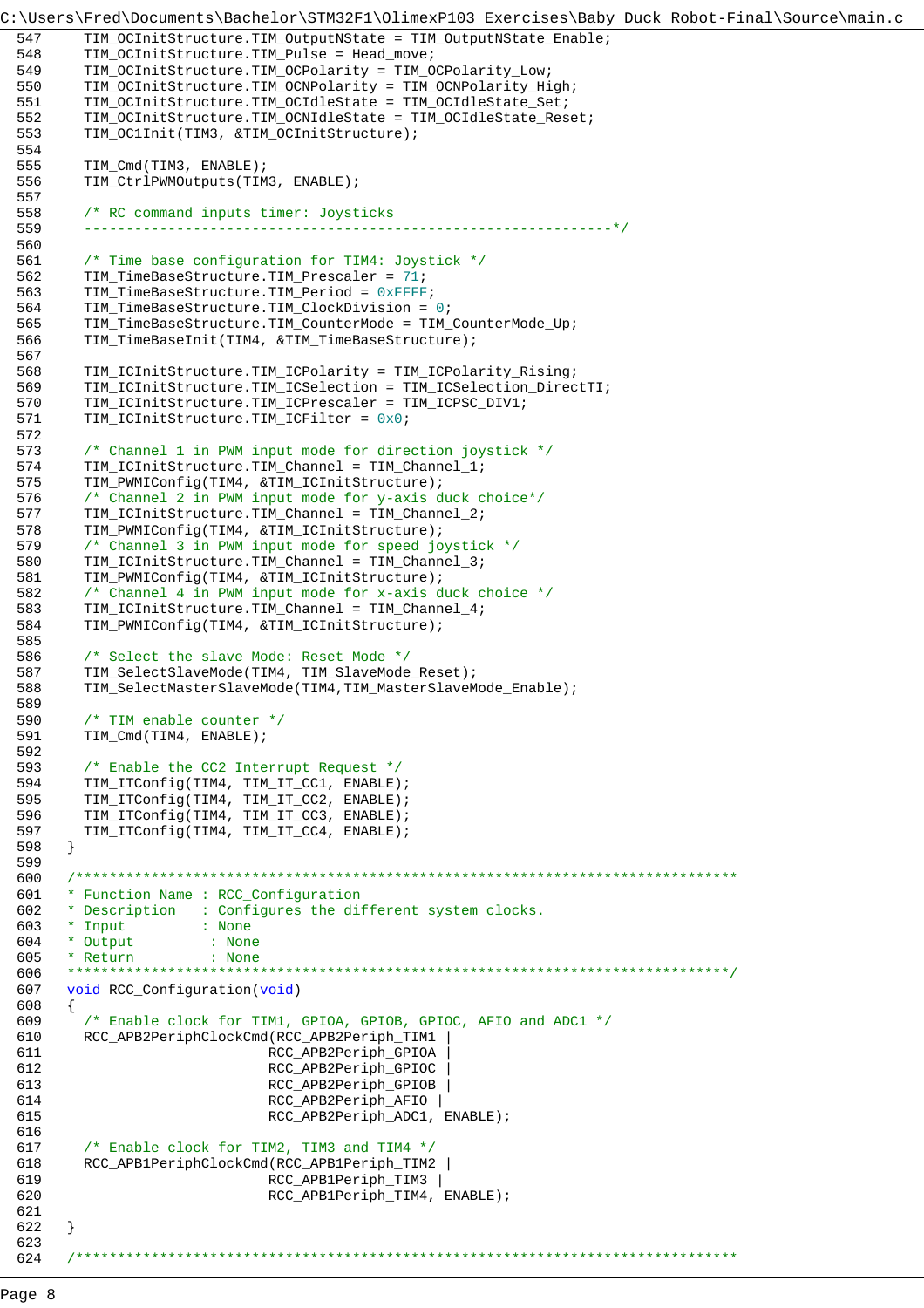```c
  TIM_OCInitStructure.TIM_OutputNState = TIM_OutputNState_Enable;
  TIM_OCInitStructure.TIM_Pulse = Head_move;
  TIM_OCInitStructure.TIM_OCPolarity = TIM_OCPolarity_Low;
  TIM_OCInitStructure.TIM_OCNPolarity = TIM_OCNPolarity_High;
  TIM_OCInitStructure.TIM_OCIdleState = TIM_OCIdleState_Set;
  TIM_OCInitStructure.TIM_OCNIdleState = TIM_OCIdleState_Reset;
  TIM_OC1Init(TIM3, &TIM_OCInitStructure);

  TIM_Cmd(TIM3, ENABLE);
  TIM_CtrlPWMOutputs(TIM3, ENABLE);

  /* RC command inputs timer: Joysticks
  ---------------------------------------------------------------*/

  /* Time base configuration for TIM4: Joystick */
  TIM_TimeBaseStructure.TIM_Prescaler = 71;
  TIM_TimeBaseStructure.TIM_Period = 0xFFFF;
  TIM_TimeBaseStructure.TIM_ClockDivision = 0;
  TIM_TimeBaseStructure.TIM_CounterMode = TIM_CounterMode_Up;
  TIM_TimeBaseInit(TIM4, &TIM_TimeBaseStructure);

  TIM_ICInitStructure.TIM_ICPolarity = TIM_ICPolarity_Rising;
  TIM_ICInitStructure.TIM_ICSelection = TIM_ICSelection_DirectTI;
  TIM_ICInitStructure.TIM_ICPrescaler = TIM_ICPSC_DIV1;
  TIM_ICInitStructure.TIM_ICFilter = 0x0;

  /* Channel 1 in PWM input mode for direction joystick */
  TIM_ICInitStructure.TIM_Channel = TIM_Channel_1;
  TIM_PWMIConfig(TIM4, &TIM_ICInitStructure);
  /* Channel 2 in PWM input mode for y-axis duck choice*/
  TIM_ICInitStructure.TIM_Channel = TIM_Channel_2;
  TIM_PWMIConfig(TIM4, &TIM_ICInitStructure);
  /* Channel 3 in PWM input mode for speed joystick */
  TIM_ICInitStructure.TIM_Channel = TIM_Channel_3;
  TIM_PWMIConfig(TIM4, &TIM_ICInitStructure);
  /* Channel 4 in PWM input mode for x-axis duck choice */
  TIM_ICInitStructure.TIM_Channel = TIM_Channel_4;
  TIM_PWMIConfig(TIM4, &TIM_ICInitStructure);

  /* Select the slave Mode: Reset Mode */
  TIM_SelectSlaveMode(TIM4, TIM_SlaveMode_Reset);
  TIM_SelectMasterSlaveMode(TIM4,TIM_MasterSlaveMode_Enable);

  /* TIM enable counter */
  TIM_Cmd(TIM4, ENABLE);

  /* Enable the CC2 Interrupt Request */
  TIM_ITConfig(TIM4, TIM_IT_CC1, ENABLE);
  TIM_ITConfig(TIM4, TIM_IT_CC2, ENABLE);
  TIM_ITConfig(TIM4, TIM_IT_CC3, ENABLE);
  TIM_ITConfig(TIM4, TIM_IT_CC4, ENABLE);
}

/*******************************************************************************
* Function Name : RCC_Configuration
* Description   : Configures the different system clocks.
* Input         : None
* Output         : None
* Return         : None
*******************************************************************************/
void RCC_Configuration(void)
{
  /* Enable clock for TIM1, GPIOA, GPIOB, GPIOC, AFIO and ADC1 */
  RCC_APB2PeriphClockCmd(RCC_APB2Periph_TIM1 |
                         RCC_APB2Periph_GPIOA |
                         RCC_APB2Periph_GPIOC |
                         RCC_APB2Periph_GPIOB |
                         RCC_APB2Periph_AFIO |
                         RCC_APB2Periph_ADC1, ENABLE);

  /* Enable clock for TIM2, TIM3 and TIM4 */
  RCC_APB1PeriphClockCmd(RCC_APB1Periph_TIM2 |
                         RCC_APB1Periph_TIM3 |
                         RCC_APB1Periph_TIM4, ENABLE);

}

/*******************************************************************************
```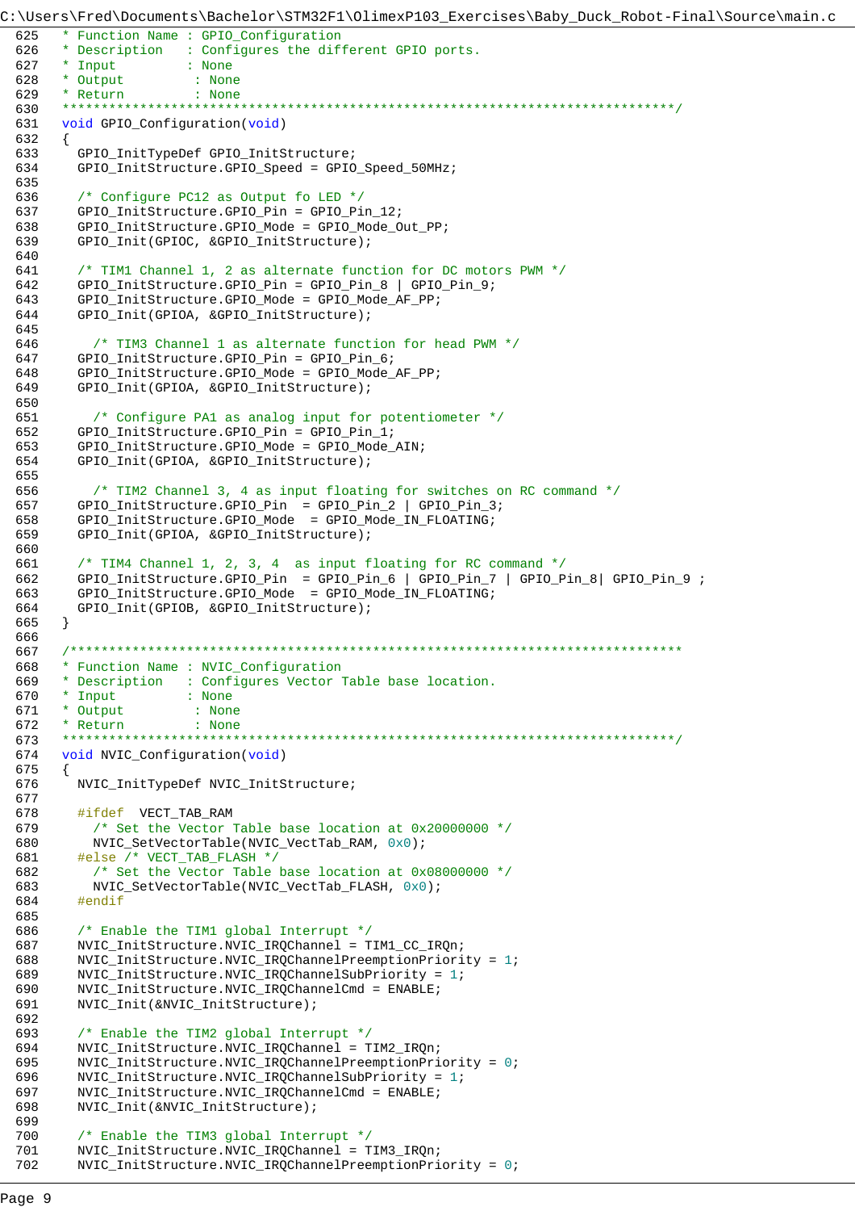C:\Users\Fred\Documents\Bachelor\STM32F1\OlimexP103_Exercises\Baby_Duck_Robot-Final\Source\main.c

```c
* Function Name : GPIO_Configuration
* Description   : Configures the different GPIO ports.
* Input         : None
* Output         : None
* Return         : None
*******************************************************************************/
void GPIO_Configuration(void)
{
  GPIO_InitTypeDef GPIO_InitStructure;
  GPIO_InitStructure.GPIO_Speed = GPIO_Speed_50MHz;

  /* Configure PC12 as Output fo LED */
  GPIO_InitStructure.GPIO_Pin = GPIO_Pin_12;
  GPIO_InitStructure.GPIO_Mode = GPIO_Mode_Out_PP;
  GPIO_Init(GPIOC, &GPIO_InitStructure);

  /* TIM1 Channel 1, 2 as alternate function for DC motors PWM */
  GPIO_InitStructure.GPIO_Pin = GPIO_Pin_8 | GPIO_Pin_9;
  GPIO_InitStructure.GPIO_Mode = GPIO_Mode_AF_PP;
  GPIO_Init(GPIOA, &GPIO_InitStructure);

    /* TIM3 Channel 1 as alternate function for head PWM */
  GPIO_InitStructure.GPIO_Pin = GPIO_Pin_6;
  GPIO_InitStructure.GPIO_Mode = GPIO_Mode_AF_PP;
  GPIO_Init(GPIOA, &GPIO_InitStructure);

    /* Configure PA1 as analog input for potentiometer */
  GPIO_InitStructure.GPIO_Pin = GPIO_Pin_1;
  GPIO_InitStructure.GPIO_Mode = GPIO_Mode_AIN;
  GPIO_Init(GPIOA, &GPIO_InitStructure);

    /* TIM2 Channel 3, 4 as input floating for switches on RC command */
  GPIO_InitStructure.GPIO_Pin  = GPIO_Pin_2 | GPIO_Pin_3;
  GPIO_InitStructure.GPIO_Mode  = GPIO_Mode_IN_FLOATING;
  GPIO_Init(GPIOA, &GPIO_InitStructure);

  /* TIM4 Channel 1, 2, 3, 4  as input floating for RC command */
  GPIO_InitStructure.GPIO_Pin  = GPIO_Pin_6 | GPIO_Pin_7 | GPIO_Pin_8| GPIO_Pin_9 ;
  GPIO_InitStructure.GPIO_Mode  = GPIO_Mode_IN_FLOATING;
  GPIO_Init(GPIOB, &GPIO_InitStructure);
}

/*******************************************************************************
* Function Name : NVIC_Configuration
* Description   : Configures Vector Table base location.
* Input         : None
* Output         : None
* Return         : None
*******************************************************************************/
void NVIC_Configuration(void)
{
  NVIC_InitTypeDef NVIC_InitStructure;

  #ifdef  VECT_TAB_RAM
    /* Set the Vector Table base location at 0x20000000 */
    NVIC_SetVectorTable(NVIC_VectTab_RAM, 0x0);
  #else /* VECT_TAB_FLASH */
    /* Set the Vector Table base location at 0x08000000 */
    NVIC_SetVectorTable(NVIC_VectTab_FLASH, 0x0);
  #endif

  /* Enable the TIM1 global Interrupt */
  NVIC_InitStructure.NVIC_IRQChannel = TIM1_CC_IRQn;
  NVIC_InitStructure.NVIC_IRQChannelPreemptionPriority = 1;
  NVIC_InitStructure.NVIC_IRQChannelSubPriority = 1;
  NVIC_InitStructure.NVIC_IRQChannelCmd = ENABLE;
  NVIC_Init(&NVIC_InitStructure);

  /* Enable the TIM2 global Interrupt */
  NVIC_InitStructure.NVIC_IRQChannel = TIM2_IRQn;
  NVIC_InitStructure.NVIC_IRQChannelPreemptionPriority = 0;
  NVIC_InitStructure.NVIC_IRQChannelSubPriority = 1;
  NVIC_InitStructure.NVIC_IRQChannelCmd = ENABLE;
  NVIC_Init(&NVIC_InitStructure);

  /* Enable the TIM3 global Interrupt */
  NVIC_InitStructure.NVIC_IRQChannel = TIM3_IRQn;
  NVIC_InitStructure.NVIC_IRQChannelPreemptionPriority = 0;
```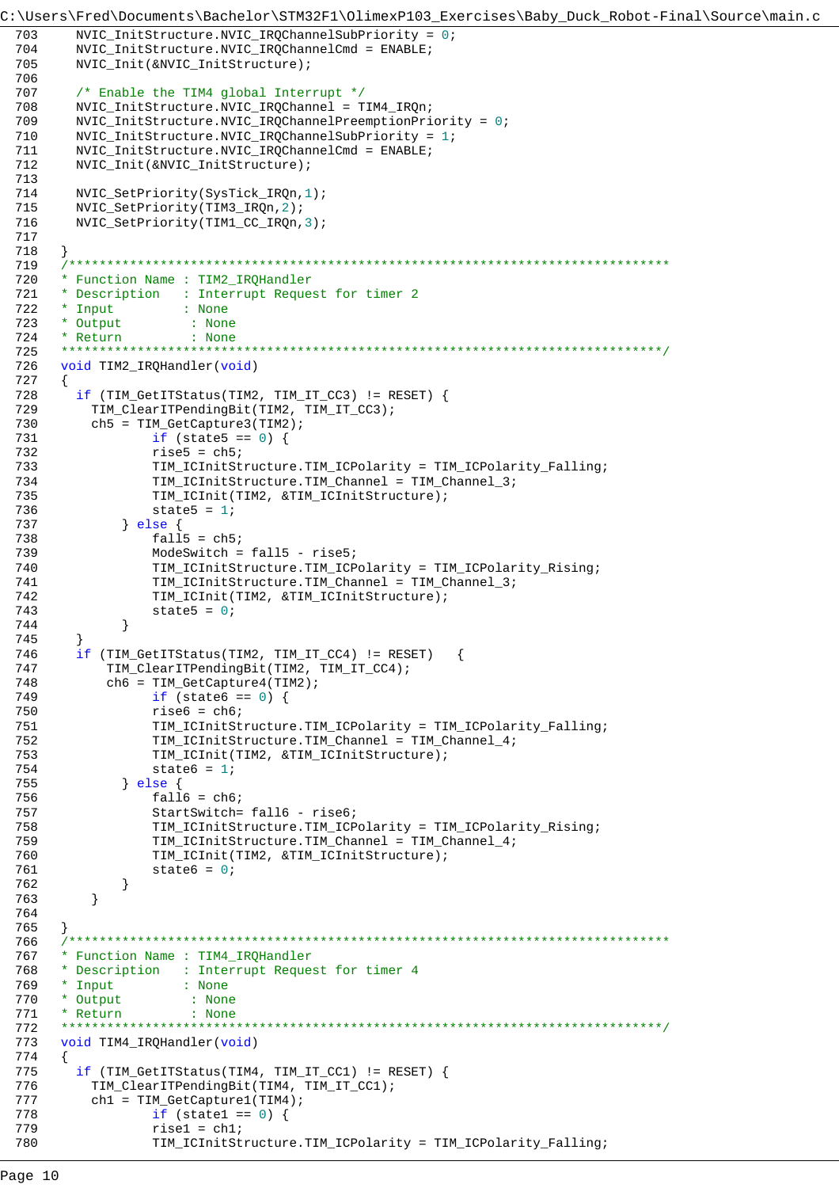```c
C:\Users\Fred\Documents\Bachelor\STM32F1\OlimexP103_Exercises\Baby_Duck_Robot-Final\Source\main.c
703     NVIC_InitStructure.NVIC_IRQChannelSubPriority = 0;
704     NVIC_InitStructure.NVIC_IRQChannelCmd = ENABLE;
705     NVIC_Init(&NVIC_InitStructure);
706 
707     /* Enable the TIM4 global Interrupt */
708     NVIC_InitStructure.NVIC_IRQChannel = TIM4_IRQn;
709     NVIC_InitStructure.NVIC_IRQChannelPreemptionPriority = 0;
710     NVIC_InitStructure.NVIC_IRQChannelSubPriority = 1;
711     NVIC_InitStructure.NVIC_IRQChannelCmd = ENABLE;
712     NVIC_Init(&NVIC_InitStructure);
713 
714     NVIC_SetPriority(SysTick_IRQn,1);
715     NVIC_SetPriority(TIM3_IRQn,2);
716     NVIC_SetPriority(TIM1_CC_IRQn,3);
717 
718   }
719   /*******************************************************************************
720   * Function Name : TIM2_IRQHandler
721   * Description   : Interrupt Request for timer 2
722   * Input         : None
723   * Output         : None
724   * Return         : None
725   *******************************************************************************/
726   void TIM2_IRQHandler(void)
727   {
728     if (TIM_GetITStatus(TIM2, TIM_IT_CC3) != RESET) {
729       TIM_ClearITPendingBit(TIM2, TIM_IT_CC3);
730       ch5 = TIM_GetCapture3(TIM2);
731             if (state5 == 0) {
732             rise5 = ch5;
733             TIM_ICInitStructure.TIM_ICPolarity = TIM_ICPolarity_Falling;
734             TIM_ICInitStructure.TIM_Channel = TIM_Channel_3;
735             TIM_ICInit(TIM2, &TIM_ICInitStructure);
736             state5 = 1;
737         } else {
738             fall5 = ch5;
739             ModeSwitch = fall5 - rise5;
740             TIM_ICInitStructure.TIM_ICPolarity = TIM_ICPolarity_Rising;
741             TIM_ICInitStructure.TIM_Channel = TIM_Channel_3;
742             TIM_ICInit(TIM2, &TIM_ICInitStructure);
743             state5 = 0;
744         }
745     }
746     if (TIM_GetITStatus(TIM2, TIM_IT_CC4) != RESET)   {
747         TIM_ClearITPendingBit(TIM2, TIM_IT_CC4);
748         ch6 = TIM_GetCapture4(TIM2);
749             if (state6 == 0) {
750             rise6 = ch6;
751             TIM_ICInitStructure.TIM_ICPolarity = TIM_ICPolarity_Falling;
752             TIM_ICInitStructure.TIM_Channel = TIM_Channel_4;
753             TIM_ICInit(TIM2, &TIM_ICInitStructure);
754             state6 = 1;
755         } else {
756             fall6 = ch6;
757             StartSwitch= fall6 - rise6;
758             TIM_ICInitStructure.TIM_ICPolarity = TIM_ICPolarity_Rising;
759             TIM_ICInitStructure.TIM_Channel = TIM_Channel_4;
760             TIM_ICInit(TIM2, &TIM_ICInitStructure);
761             state6 = 0;
762         }
763       }
764 
765   }
766   /*******************************************************************************
767   * Function Name : TIM4_IRQHandler
768   * Description   : Interrupt Request for timer 4
769   * Input         : None
770   * Output         : None
771   * Return         : None
772   *******************************************************************************/
773   void TIM4_IRQHandler(void)
774   {
775     if (TIM_GetITStatus(TIM4, TIM_IT_CC1) != RESET) {
776       TIM_ClearITPendingBit(TIM4, TIM_IT_CC1);
777       ch1 = TIM_GetCapture1(TIM4);
778             if (state1 == 0) {
779             rise1 = ch1;
780             TIM_ICInitStructure.TIM_ICPolarity = TIM_ICPolarity_Falling;
```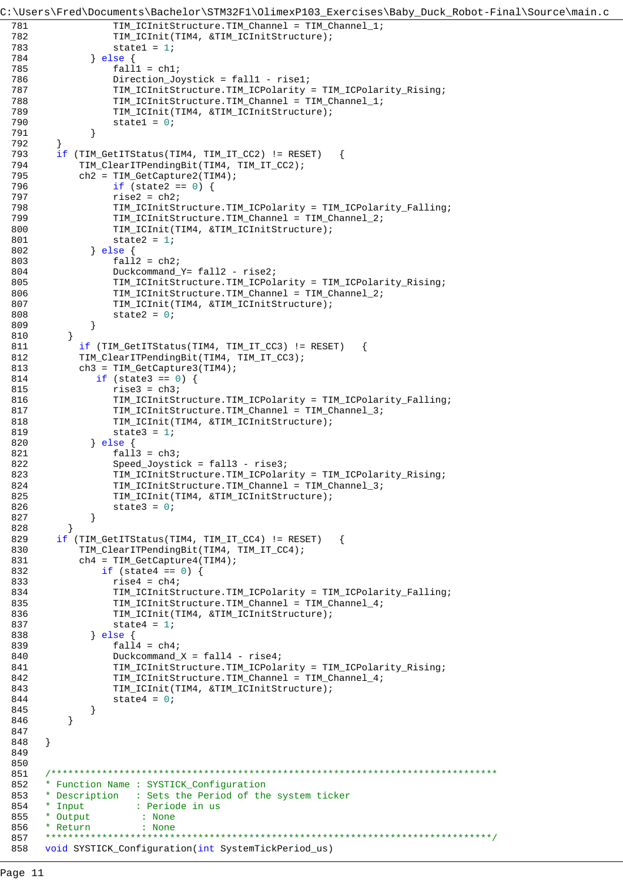C:\Users\Fred\Documents\Bachelor\STM32F1\OlimexP103_Exercises\Baby_Duck_Robot-Final\Source\main.c

```c
781             TIM_ICInitStructure.TIM_Channel = TIM_Channel_1;
782             TIM_ICInit(TIM4, &TIM_ICInitStructure);
783             state1 = 1;
784         } else {
785             fall1 = ch1;
786             Direction_Joystick = fall1 - rise1;
787             TIM_ICInitStructure.TIM_ICPolarity = TIM_ICPolarity_Rising;
788             TIM_ICInitStructure.TIM_Channel = TIM_Channel_1;
789             TIM_ICInit(TIM4, &TIM_ICInitStructure);
790             state1 = 0;
791         }
792     }
793     if (TIM_GetITStatus(TIM4, TIM_IT_CC2) != RESET)   {
794         TIM_ClearITPendingBit(TIM4, TIM_IT_CC2);
795         ch2 = TIM_GetCapture2(TIM4);
796             if (state2 == 0) {
797             rise2 = ch2;
798             TIM_ICInitStructure.TIM_ICPolarity = TIM_ICPolarity_Falling;
799             TIM_ICInitStructure.TIM_Channel = TIM_Channel_2;
800             TIM_ICInit(TIM4, &TIM_ICInitStructure);
801             state2 = 1;
802         } else {
803             fall2 = ch2;
804             Duckcommand_Y= fall2 - rise2;
805             TIM_ICInitStructure.TIM_ICPolarity = TIM_ICPolarity_Rising;
806             TIM_ICInitStructure.TIM_Channel = TIM_Channel_2;
807             TIM_ICInit(TIM4, &TIM_ICInitStructure);
808             state2 = 0;
809         }
810      }
811         if (TIM_GetITStatus(TIM4, TIM_IT_CC3) != RESET)   {
812         TIM_ClearITPendingBit(TIM4, TIM_IT_CC3);
813         ch3 = TIM_GetCapture3(TIM4);
814            if (state3 == 0) {
815             rise3 = ch3;
816             TIM_ICInitStructure.TIM_ICPolarity = TIM_ICPolarity_Falling;
817             TIM_ICInitStructure.TIM_Channel = TIM_Channel_3;
818             TIM_ICInit(TIM4, &TIM_ICInitStructure);
819             state3 = 1;
820         } else {
821             fall3 = ch3;
822             Speed_Joystick = fall3 - rise3;
823             TIM_ICInitStructure.TIM_ICPolarity = TIM_ICPolarity_Rising;
824             TIM_ICInitStructure.TIM_Channel = TIM_Channel_3;
825             TIM_ICInit(TIM4, &TIM_ICInitStructure);
826             state3 = 0;
827         }
828      }
829     if (TIM_GetITStatus(TIM4, TIM_IT_CC4) != RESET)   {
830         TIM_ClearITPendingBit(TIM4, TIM_IT_CC4);
831         ch4 = TIM_GetCapture4(TIM4);
832             if (state4 == 0) {
833             rise4 = ch4;
834             TIM_ICInitStructure.TIM_ICPolarity = TIM_ICPolarity_Falling;
835             TIM_ICInitStructure.TIM_Channel = TIM_Channel_4;
836             TIM_ICInit(TIM4, &TIM_ICInitStructure);
837             state4 = 1;
838         } else {
839             fall4 = ch4;
840             Duckcommand_X = fall4 - rise4;
841             TIM_ICInitStructure.TIM_ICPolarity = TIM_ICPolarity_Rising;
842             TIM_ICInitStructure.TIM_Channel = TIM_Channel_4;
843             TIM_ICInit(TIM4, &TIM_ICInitStructure);
844             state4 = 0;
845         }
846      }
847
848   }
849
850
851   /*******************************************************************************
852   * Function Name : SYSTICK_Configuration
853   * Description   : Sets the Period of the system ticker
854   * Input         : Periode in us
855   * Output         : None
856   * Return         : None
857   *******************************************************************************/
858   void SYSTICK_Configuration(int SystemTickPeriod_us)
```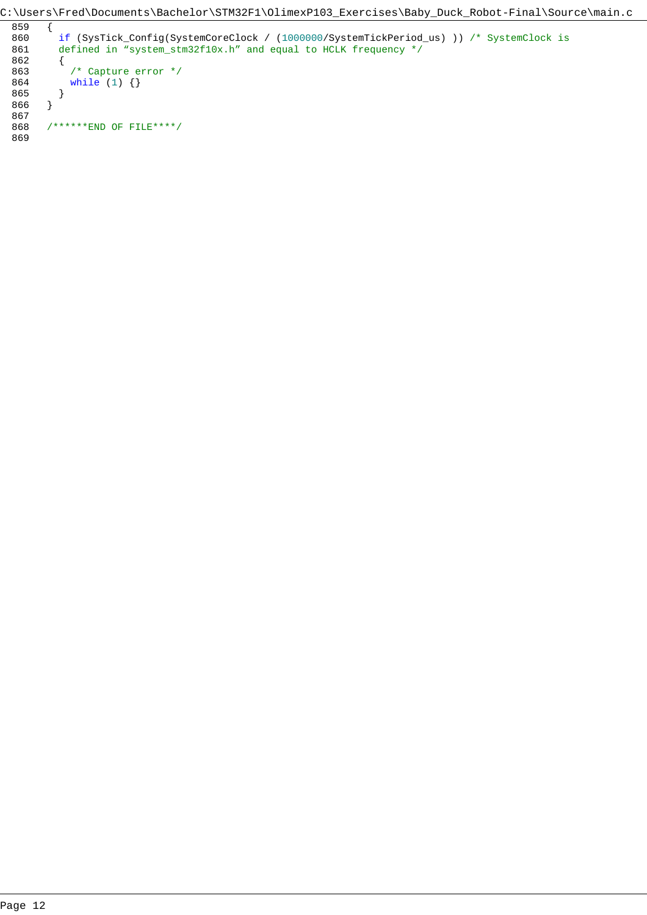```
859   {
860     if (SysTick_Config(SystemCoreClock / (1000000/SystemTickPeriod_us) )) /* SystemClock is
861     defined in “system_stm32f10x.h” and equal to HCLK frequency */
862     {
863       /* Capture error */
864       while (1) {}
865     }
866   }
867
868   /******END OF FILE****/
869
```